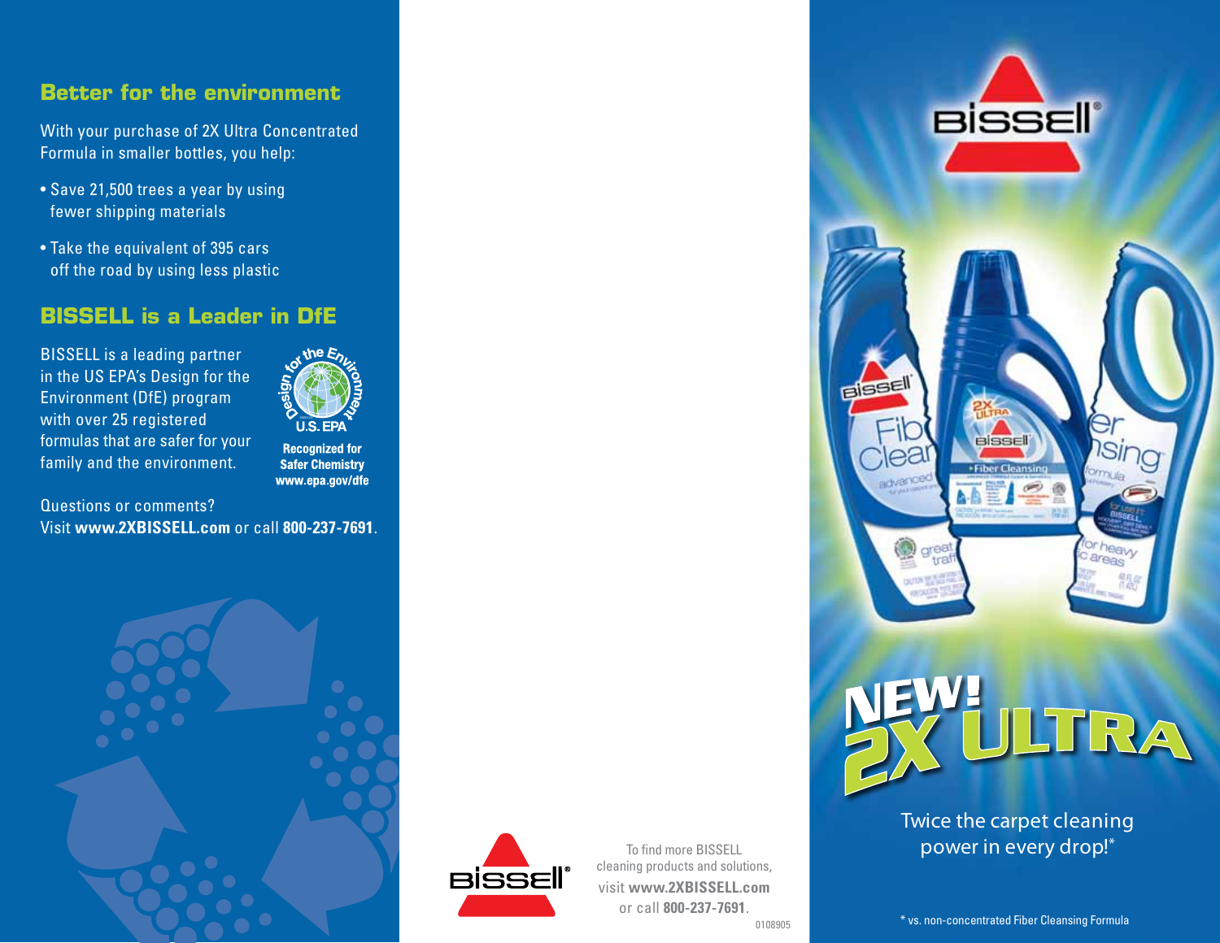## Better for the environment

With your purchase of 2X Ultra Concentrated Formula in smaller bottles, you help:

- Save 21,500 trees a year by using fewer shipping materials
- Take the equivalent of 395 cars off the road by using less plastic

## BISSELL is a Leader in DfE

BISSELL is a leading partner in the US EPA's Design for the Environment (DfE) program with over 25 registered formulas that are safer for your family and the environment.

Design for the Environment U.S. EPA

**Recognized for Safer Chemistry**
**www.epa.gov/dfe**

Questions or comments?
Visit **www.2XBISSELL.com** or call **800-237-7691**.

BISSELL®

To find more BISSELL cleaning products and solutions, visit **www.2XBISSELL.com** or call **800-237-7691**.

0108905

BISSELL®

# NEW! 2X ULTRA

Twice the carpet cleaning power in every drop!*

* vs. non-concentrated Fiber Cleansing Formula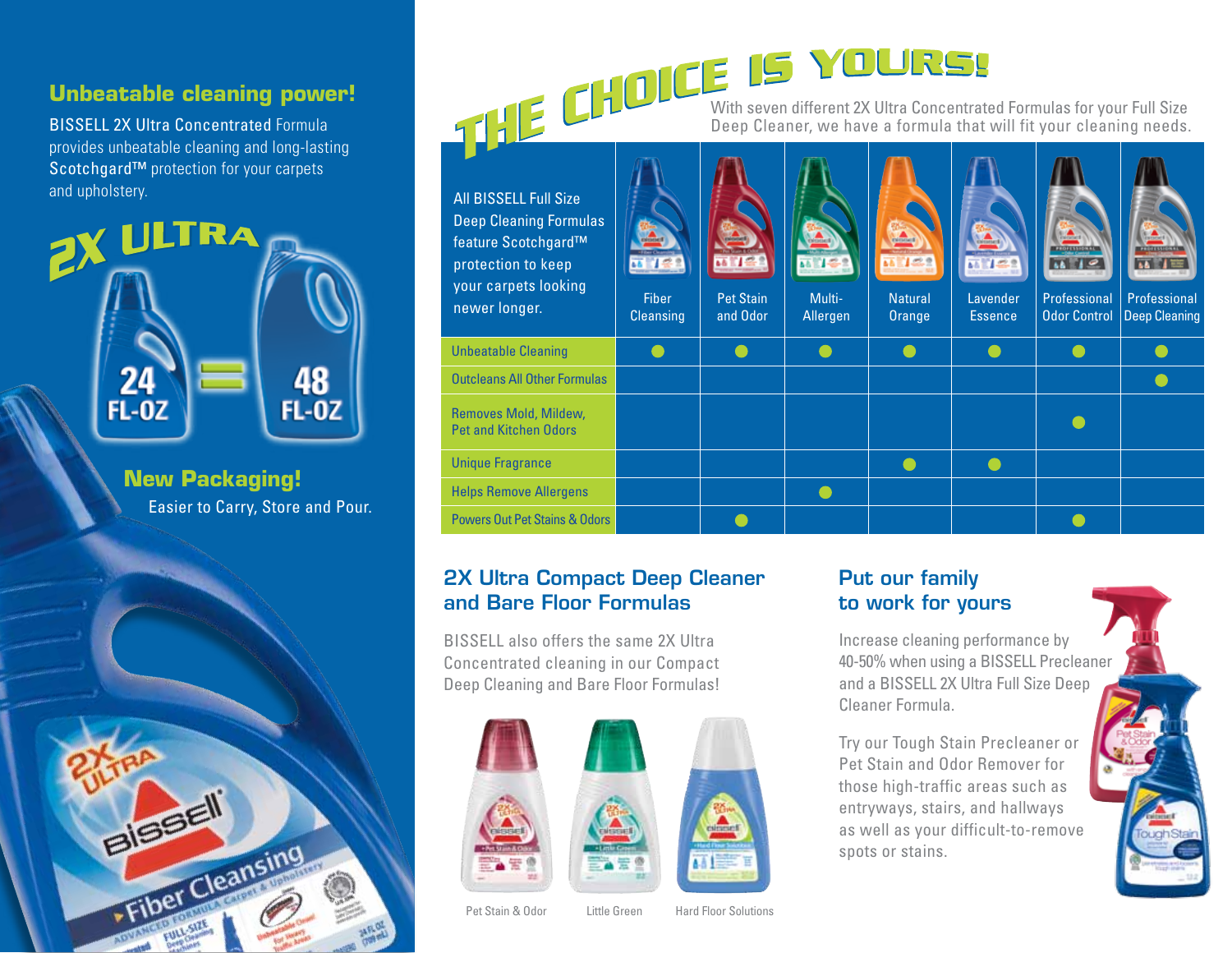## Unbeatable cleaning power!

BISSELL 2X Ultra Concentrated Formula provides unbeatable cleaning and long-lasting Scotchgard™ protection for your carpets and upholstery.

**2X ULTRA**

24 FL-OZ = 48 FL-OZ

## New Packaging!

Easier to Carry, Store and Pour.

# THE CHOICE IS YOURS!

With seven different 2X Ultra Concentrated Formulas for your Full Size Deep Cleaner, we have a formula that will fit your cleaning needs.

| All BISSELL Full Size Deep Cleaning Formulas feature Scotchgard™ protection to keep your carpets looking newer longer. | Fiber Cleansing | Pet Stain and Odor | Multi-Allergen | Natural Orange | Lavender Essence | Professional Odor Control | Professional Deep Cleaning |
|---|---|---|---|---|---|---|---|
| Unbeatable Cleaning | ● | ● | ● | ● | ● | ● | ● |
| Outcleans All Other Formulas | | | | | | | ● |
| Removes Mold, Mildew, Pet and Kitchen Odors | | | | | | ● | |
| Unique Fragrance | | | | ● | ● | | |
| Helps Remove Allergens | | | ● | | | | |
| Powers Out Pet Stains & Odors | | ● | | | | ● | |

## 2X Ultra Compact Deep Cleaner and Bare Floor Formulas

BISSELL also offers the same 2X Ultra Concentrated cleaning in our Compact Deep Cleaning and Bare Floor Formulas!

Pet Stain & Odor

Little Green

Hard Floor Solutions

## Put our family to work for yours

Increase cleaning performance by 40-50% when using a BISSELL Precleaner and a BISSELL 2X Ultra Full Size Deep Cleaner Formula.

Try our Tough Stain Precleaner or Pet Stain and Odor Remover for those high-traffic areas such as entryways, stairs, and hallways as well as your difficult-to-remove spots or stains.